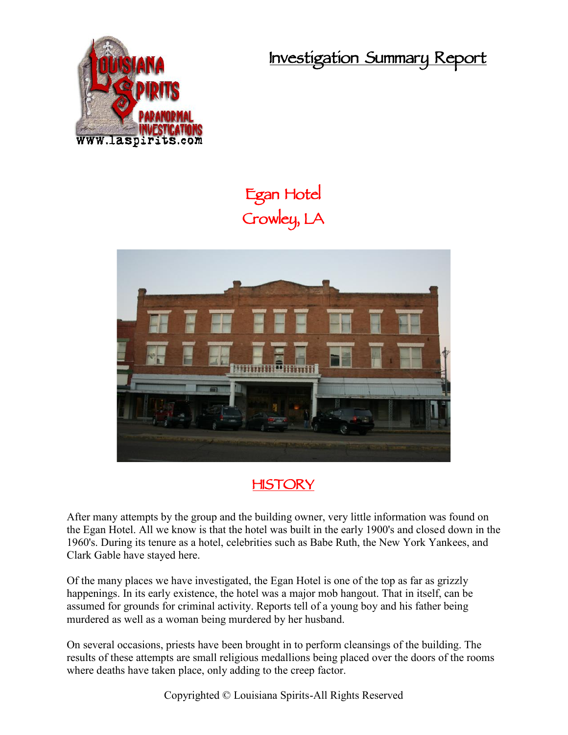# Investigation Summary Report

## Egan Hotel
## Crowley, LA

## HISTORY

After many attempts by the group and the building owner, very little information was found on the Egan Hotel. All we know is that the hotel was built in the early 1900's and closed down in the 1960's. During its tenure as a hotel, celebrities such as Babe Ruth, the New York Yankees, and Clark Gable have stayed here.

Of the many places we have investigated, the Egan Hotel is one of the top as far as grizzly happenings. In its early existence, the hotel was a major mob hangout. That in itself, can be assumed for grounds for criminal activity. Reports tell of a young boy and his father being murdered as well as a woman being murdered by her husband.

On several occasions, priests have been brought in to perform cleansings of the building. The results of these attempts are small religious medallions being placed over the doors of the rooms where deaths have taken place, only adding to the creep factor.

Copyrighted © Louisiana Spirits-All Rights Reserved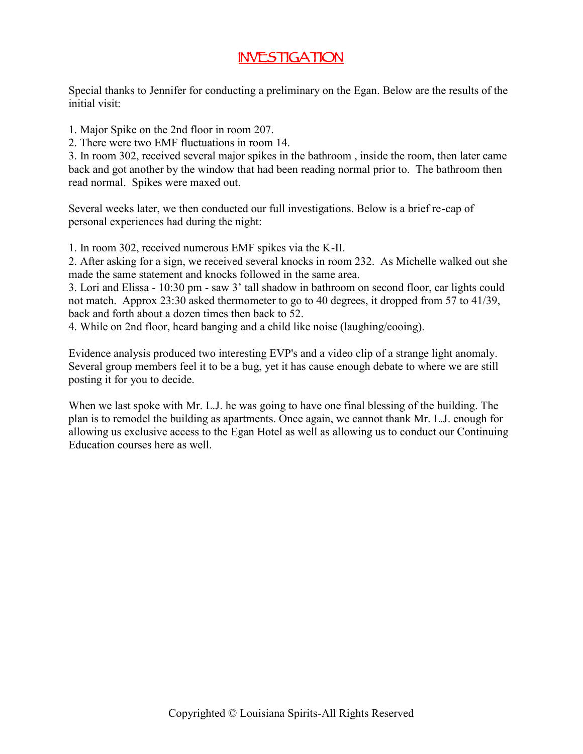# INVESTIGATION

Special thanks to Jennifer for conducting a preliminary on the Egan. Below are the results of the initial visit:

1. Major Spike on the 2nd floor in room 207.
2. There were two EMF fluctuations in room 14.
3. In room 302, received several major spikes in the bathroom , inside the room, then later came back and got another by the window that had been reading normal prior to. The bathroom then read normal. Spikes were maxed out.

Several weeks later, we then conducted our full investigations. Below is a brief re-cap of personal experiences had during the night:

1. In room 302, received numerous EMF spikes via the K-II.
2. After asking for a sign, we received several knocks in room 232. As Michelle walked out she made the same statement and knocks followed in the same area.
3. Lori and Elissa - 10:30 pm - saw 3' tall shadow in bathroom on second floor, car lights could not match. Approx 23:30 asked thermometer to go to 40 degrees, it dropped from 57 to 41/39, back and forth about a dozen times then back to 52.
4. While on 2nd floor, heard banging and a child like noise (laughing/cooing).

Evidence analysis produced two interesting EVP's and a video clip of a strange light anomaly. Several group members feel it to be a bug, yet it has cause enough debate to where we are still posting it for you to decide.

When we last spoke with Mr. L.J. he was going to have one final blessing of the building. The plan is to remodel the building as apartments. Once again, we cannot thank Mr. L.J. enough for allowing us exclusive access to the Egan Hotel as well as allowing us to conduct our Continuing Education courses here as well.

Copyrighted © Louisiana Spirits-All Rights Reserved